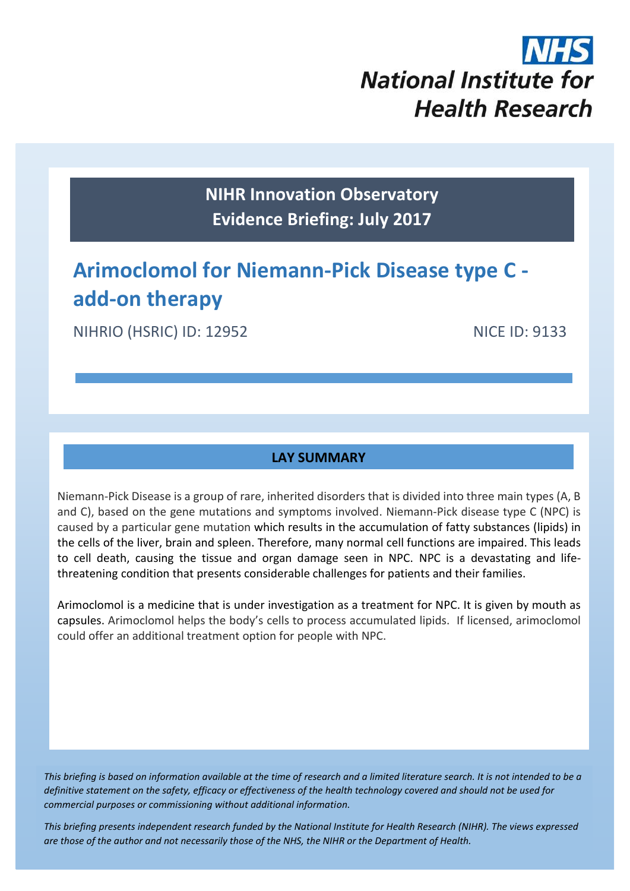**NHS**
**National Institute for Health Research**

**NIHR Innovation Observatory**
**Evidence Briefing: July 2017**

# Arimoclomol for Niemann-Pick Disease type C - add-on therapy

NIHRIO (HSRIC) ID: 12952 NICE ID: 9133

## LAY SUMMARY

Niemann-Pick Disease is a group of rare, inherited disorders that is divided into three main types (A, B and C), based on the gene mutations and symptoms involved. Niemann-Pick disease type C (NPC) is caused by a particular gene mutation which results in the accumulation of fatty substances (lipids) in the cells of the liver, brain and spleen. Therefore, many normal cell functions are impaired. This leads to cell death, causing the tissue and organ damage seen in NPC. NPC is a devastating and life-threatening condition that presents considerable challenges for patients and their families.

Arimoclomol is a medicine that is under investigation as a treatment for NPC. It is given by mouth as capsules. Arimoclomol helps the body's cells to process accumulated lipids. If licensed, arimoclomol could offer an additional treatment option for people with NPC.

*This briefing is based on information available at the time of research and a limited literature search. It is not intended to be a definitive statement on the safety, efficacy or effectiveness of the health technology covered and should not be used for commercial purposes or commissioning without additional information.*

*This briefing presents independent research funded by the National Institute for Health Research (NIHR). The views expressed are those of the author and not necessarily those of the NHS, the NIHR or the Department of Health.*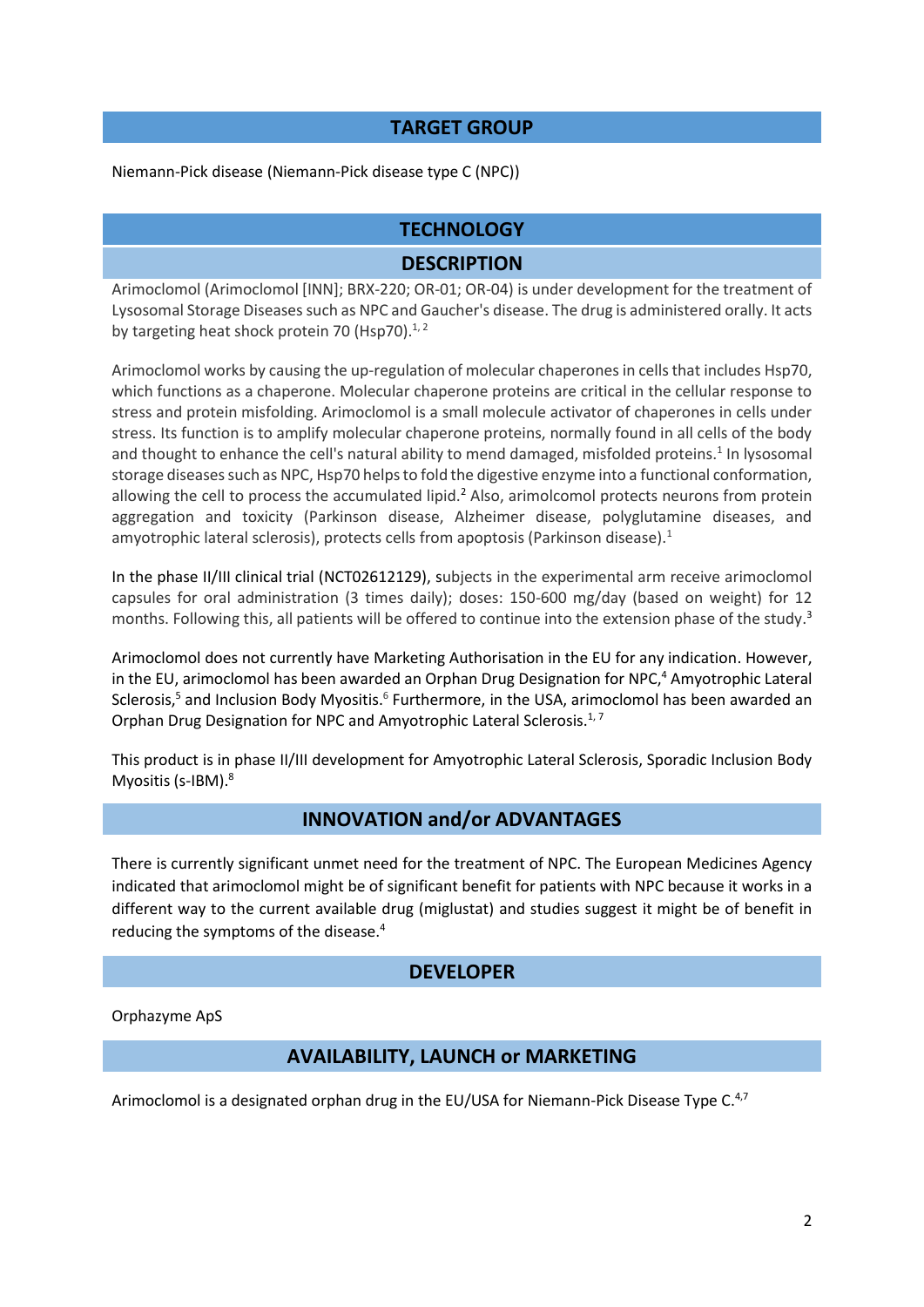## TARGET GROUP

Niemann-Pick disease (Niemann-Pick disease type C (NPC))

## TECHNOLOGY

### DESCRIPTION

Arimoclomol (Arimoclomol [INN]; BRX-220; OR-01; OR-04) is under development for the treatment of Lysosomal Storage Diseases such as NPC and Gaucher's disease. The drug is administered orally. It acts by targeting heat shock protein 70 (Hsp70).[1, 2]

Arimoclomol works by causing the up-regulation of molecular chaperones in cells that includes Hsp70, which functions as a chaperone. Molecular chaperone proteins are critical in the cellular response to stress and protein misfolding. Arimoclomol is a small molecule activator of chaperones in cells under stress. Its function is to amplify molecular chaperone proteins, normally found in all cells of the body and thought to enhance the cell's natural ability to mend damaged, misfolded proteins.[1] In lysosomal storage diseases such as NPC, Hsp70 helps to fold the digestive enzyme into a functional conformation, allowing the cell to process the accumulated lipid.[2] Also, arimolcomol protects neurons from protein aggregation and toxicity (Parkinson disease, Alzheimer disease, polyglutamine diseases, and amyotrophic lateral sclerosis), protects cells from apoptosis (Parkinson disease).[1]

In the phase II/III clinical trial (NCT02612129), subjects in the experimental arm receive arimoclomol capsules for oral administration (3 times daily); doses: 150-600 mg/day (based on weight) for 12 months. Following this, all patients will be offered to continue into the extension phase of the study.[3]

Arimoclomol does not currently have Marketing Authorisation in the EU for any indication. However, in the EU, arimoclomol has been awarded an Orphan Drug Designation for NPC,[4] Amyotrophic Lateral Sclerosis,[5] and Inclusion Body Myositis.[6] Furthermore, in the USA, arimoclomol has been awarded an Orphan Drug Designation for NPC and Amyotrophic Lateral Sclerosis.[1, 7]

This product is in phase II/III development for Amyotrophic Lateral Sclerosis, Sporadic Inclusion Body Myositis (s-IBM).[8]

## INNOVATION and/or ADVANTAGES

There is currently significant unmet need for the treatment of NPC. The European Medicines Agency indicated that arimoclomol might be of significant benefit for patients with NPC because it works in a different way to the current available drug (miglustat) and studies suggest it might be of benefit in reducing the symptoms of the disease.[4]

## DEVELOPER

Orphazyme ApS

## AVAILABILITY, LAUNCH or MARKETING

Arimoclomol is a designated orphan drug in the EU/USA for Niemann-Pick Disease Type C.[4,7]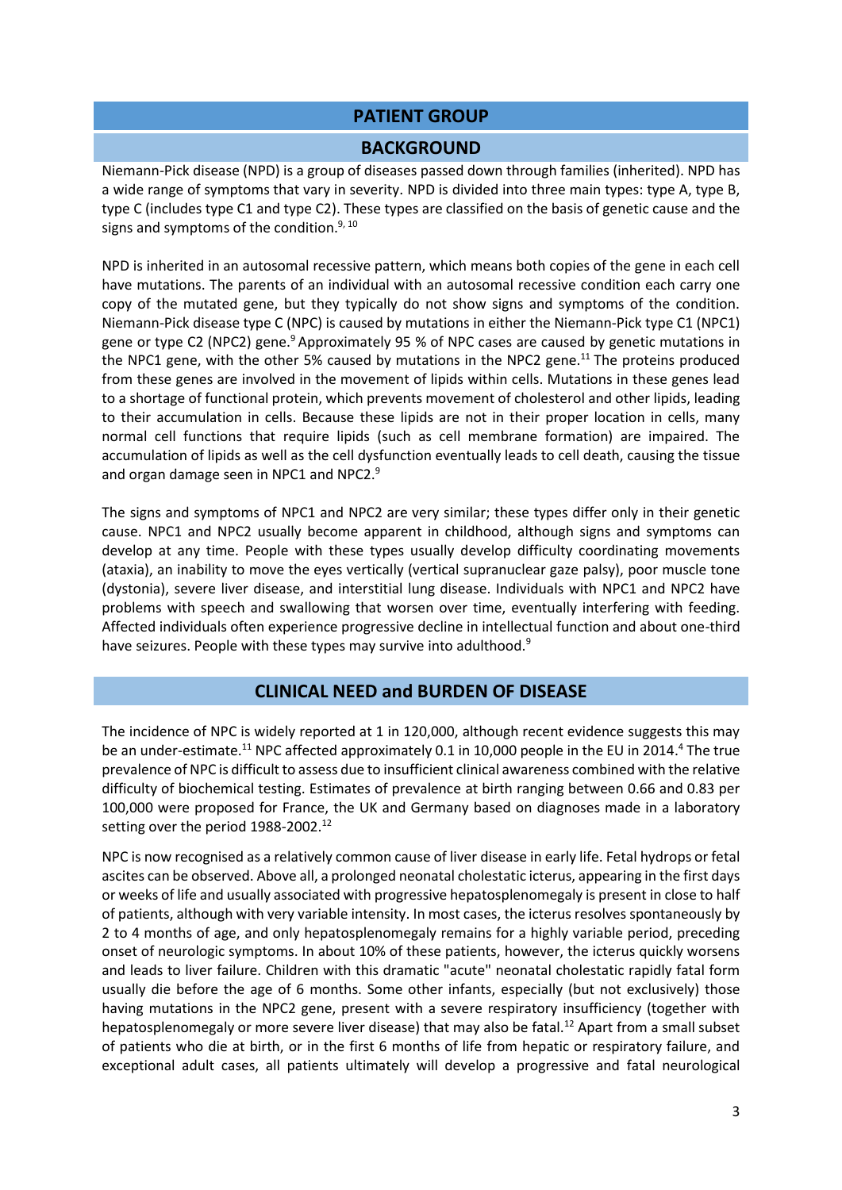## PATIENT GROUP

### BACKGROUND

Niemann-Pick disease (NPD) is a group of diseases passed down through families (inherited). NPD has a wide range of symptoms that vary in severity. NPD is divided into three main types: type A, type B, type C (includes type C1 and type C2). These types are classified on the basis of genetic cause and the signs and symptoms of the condition.[9, 10]

NPD is inherited in an autosomal recessive pattern, which means both copies of the gene in each cell have mutations. The parents of an individual with an autosomal recessive condition each carry one copy of the mutated gene, but they typically do not show signs and symptoms of the condition. Niemann-Pick disease type C (NPC) is caused by mutations in either the Niemann-Pick type C1 (NPC1) gene or type C2 (NPC2) gene.[9] Approximately 95 % of NPC cases are caused by genetic mutations in the NPC1 gene, with the other 5% caused by mutations in the NPC2 gene.[11] The proteins produced from these genes are involved in the movement of lipids within cells. Mutations in these genes lead to a shortage of functional protein, which prevents movement of cholesterol and other lipids, leading to their accumulation in cells. Because these lipids are not in their proper location in cells, many normal cell functions that require lipids (such as cell membrane formation) are impaired. The accumulation of lipids as well as the cell dysfunction eventually leads to cell death, causing the tissue and organ damage seen in NPC1 and NPC2.[9]

The signs and symptoms of NPC1 and NPC2 are very similar; these types differ only in their genetic cause. NPC1 and NPC2 usually become apparent in childhood, although signs and symptoms can develop at any time. People with these types usually develop difficulty coordinating movements (ataxia), an inability to move the eyes vertically (vertical supranuclear gaze palsy), poor muscle tone (dystonia), severe liver disease, and interstitial lung disease. Individuals with NPC1 and NPC2 have problems with speech and swallowing that worsen over time, eventually interfering with feeding. Affected individuals often experience progressive decline in intellectual function and about one-third have seizures. People with these types may survive into adulthood.[9]

### CLINICAL NEED and BURDEN OF DISEASE

The incidence of NPC is widely reported at 1 in 120,000, although recent evidence suggests this may be an under-estimate.[11] NPC affected approximately 0.1 in 10,000 people in the EU in 2014.[4] The true prevalence of NPC is difficult to assess due to insufficient clinical awareness combined with the relative difficulty of biochemical testing. Estimates of prevalence at birth ranging between 0.66 and 0.83 per 100,000 were proposed for France, the UK and Germany based on diagnoses made in a laboratory setting over the period 1988-2002.[12]

NPC is now recognised as a relatively common cause of liver disease in early life. Fetal hydrops or fetal ascites can be observed. Above all, a prolonged neonatal cholestatic icterus, appearing in the first days or weeks of life and usually associated with progressive hepatosplenomegaly is present in close to half of patients, although with very variable intensity. In most cases, the icterus resolves spontaneously by 2 to 4 months of age, and only hepatosplenomegaly remains for a highly variable period, preceding onset of neurologic symptoms. In about 10% of these patients, however, the icterus quickly worsens and leads to liver failure. Children with this dramatic "acute" neonatal cholestatic rapidly fatal form usually die before the age of 6 months. Some other infants, especially (but not exclusively) those having mutations in the NPC2 gene, present with a severe respiratory insufficiency (together with hepatosplenomegaly or more severe liver disease) that may also be fatal.[12] Apart from a small subset of patients who die at birth, or in the first 6 months of life from hepatic or respiratory failure, and exceptional adult cases, all patients ultimately will develop a progressive and fatal neurological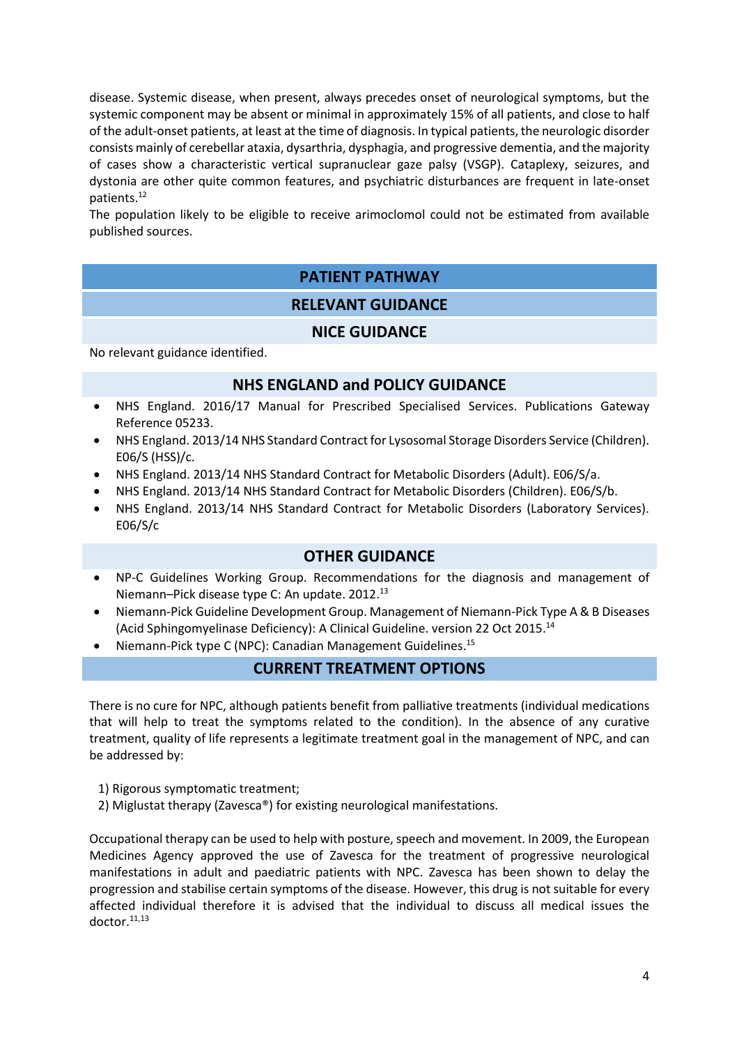disease. Systemic disease, when present, always precedes onset of neurological symptoms, but the systemic component may be absent or minimal in approximately 15% of all patients, and close to half of the adult-onset patients, at least at the time of diagnosis. In typical patients, the neurologic disorder consists mainly of cerebellar ataxia, dysarthria, dysphagia, and progressive dementia, and the majority of cases show a characteristic vertical supranuclear gaze palsy (VSGP). Cataplexy, seizures, and dystonia are other quite common features, and psychiatric disturbances are frequent in late-onset patients.[12]

The population likely to be eligible to receive arimoclomol could not be estimated from available published sources.

## PATIENT PATHWAY

## RELEVANT GUIDANCE

### NICE GUIDANCE

No relevant guidance identified.

### NHS ENGLAND and POLICY GUIDANCE

- NHS England. 2016/17 Manual for Prescribed Specialised Services. Publications Gateway Reference 05233.
- NHS England. 2013/14 NHS Standard Contract for Lysosomal Storage Disorders Service (Children). E06/S (HSS)/c.
- NHS England. 2013/14 NHS Standard Contract for Metabolic Disorders (Adult). E06/S/a.
- NHS England. 2013/14 NHS Standard Contract for Metabolic Disorders (Children). E06/S/b.
- NHS England. 2013/14 NHS Standard Contract for Metabolic Disorders (Laboratory Services). E06/S/c

### OTHER GUIDANCE

- NP-C Guidelines Working Group. Recommendations for the diagnosis and management of Niemann–Pick disease type C: An update. 2012.[13]
- Niemann-Pick Guideline Development Group. Management of Niemann-Pick Type A & B Diseases (Acid Sphingomyelinase Deficiency): A Clinical Guideline. version 22 Oct 2015.[14]
- Niemann-Pick type C (NPC): Canadian Management Guidelines.[15]

## CURRENT TREATMENT OPTIONS

There is no cure for NPC, although patients benefit from palliative treatments (individual medications that will help to treat the symptoms related to the condition). In the absence of any curative treatment, quality of life represents a legitimate treatment goal in the management of NPC, and can be addressed by:

1) Rigorous symptomatic treatment;
2) Miglustat therapy (Zavesca®) for existing neurological manifestations.

Occupational therapy can be used to help with posture, speech and movement. In 2009, the European Medicines Agency approved the use of Zavesca for the treatment of progressive neurological manifestations in adult and paediatric patients with NPC. Zavesca has been shown to delay the progression and stabilise certain symptoms of the disease. However, this drug is not suitable for every affected individual therefore it is advised that the individual to discuss all medical issues the doctor.[11,13]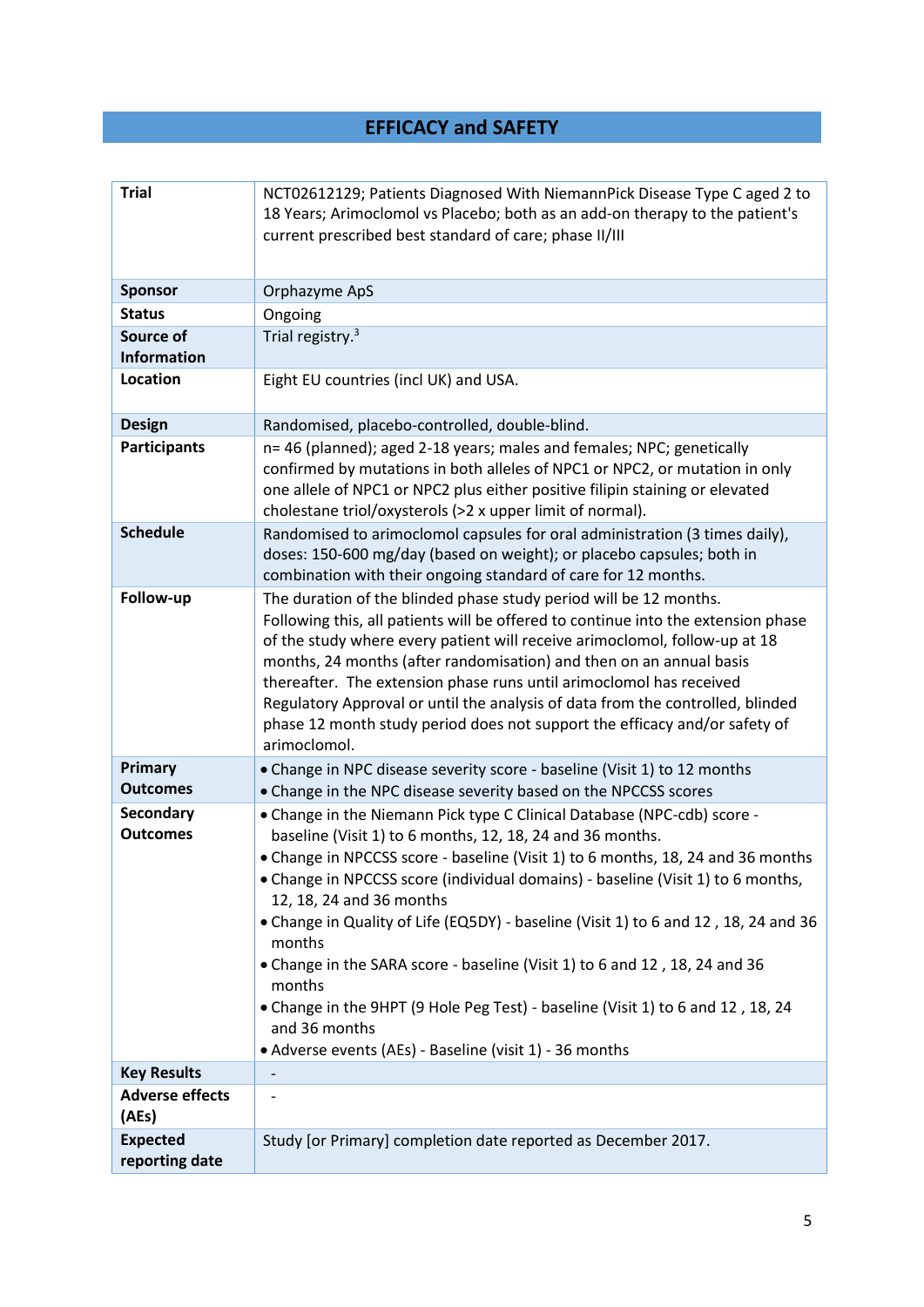## EFFICACY and SAFETY

| | |
|---|---|
| **Trial** | NCT02612129; Patients Diagnosed With NiemannPick Disease Type C aged 2 to 18 Years; Arimoclomol vs Placebo; both as an add-on therapy to the patient's current prescribed best standard of care; phase II/III |
| **Sponsor** | Orphazyme ApS |
| **Status** | Ongoing |
| **Source of Information** | Trial registry.[3] |
| **Location** | Eight EU countries (incl UK) and USA. |
| **Design** | Randomised, placebo-controlled, double-blind. |
| **Participants** | n= 46 (planned); aged 2-18 years; males and females; NPC; genetically confirmed by mutations in both alleles of NPC1 or NPC2, or mutation in only one allele of NPC1 or NPC2 plus either positive filipin staining or elevated cholestane triol/oxysterols (>2 x upper limit of normal). |
| **Schedule** | Randomised to arimoclomol capsules for oral administration (3 times daily), doses: 150-600 mg/day (based on weight); or placebo capsules; both in combination with their ongoing standard of care for 12 months. |
| **Follow-up** | The duration of the blinded phase study period will be 12 months. Following this, all patients will be offered to continue into the extension phase of the study where every patient will receive arimoclomol, follow-up at 18 months, 24 months (after randomisation) and then on an annual basis thereafter. The extension phase runs until arimoclomol has received Regulatory Approval or until the analysis of data from the controlled, blinded phase 12 month study period does not support the efficacy and/or safety of arimoclomol. |
| **Primary Outcomes** | • Change in NPC disease severity score - baseline (Visit 1) to 12 months<br>• Change in the NPC disease severity based on the NPCCSS scores |
| **Secondary Outcomes** | • Change in the Niemann Pick type C Clinical Database (NPC-cdb) score - baseline (Visit 1) to 6 months, 12, 18, 24 and 36 months.<br>• Change in NPCCSS score - baseline (Visit 1) to 6 months, 18, 24 and 36 months<br>• Change in NPCCSS score (individual domains) - baseline (Visit 1) to 6 months, 12, 18, 24 and 36 months<br>• Change in Quality of Life (EQ5DY) - baseline (Visit 1) to 6 and 12 , 18, 24 and 36 months<br>• Change in the SARA score - baseline (Visit 1) to 6 and 12 , 18, 24 and 36 months<br>• Change in the 9HPT (9 Hole Peg Test) - baseline (Visit 1) to 6 and 12 , 18, 24 and 36 months<br>• Adverse events (AEs) - Baseline (visit 1) - 36 months |
| **Key Results** | - |
| **Adverse effects (AEs)** | - |
| **Expected reporting date** | Study [or Primary] completion date reported as December 2017. |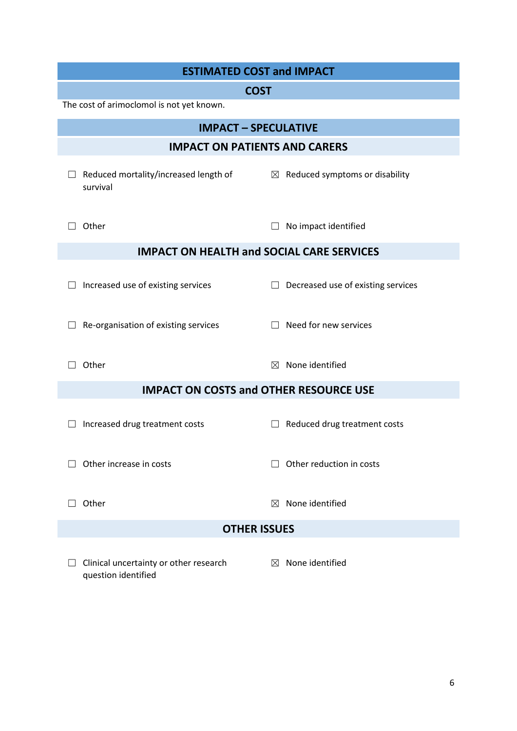## ESTIMATED COST and IMPACT

### COST

The cost of arimoclomol is not yet known.

### IMPACT – SPECULATIVE

#### IMPACT ON PATIENTS AND CARERS

☐ Reduced mortality/increased length of survival

☒ Reduced symptoms or disability

☐ Other

☐ No impact identified

#### IMPACT ON HEALTH and SOCIAL CARE SERVICES

☐ Increased use of existing services

☐ Decreased use of existing services

☐ Re-organisation of existing services

☐ Need for new services

☐ Other

☒ None identified

#### IMPACT ON COSTS and OTHER RESOURCE USE

☐ Increased drug treatment costs

☐ Reduced drug treatment costs

☐ Other increase in costs

☐ Other reduction in costs

☐ Other

☒ None identified

#### OTHER ISSUES

☐ Clinical uncertainty or other research question identified

☒ None identified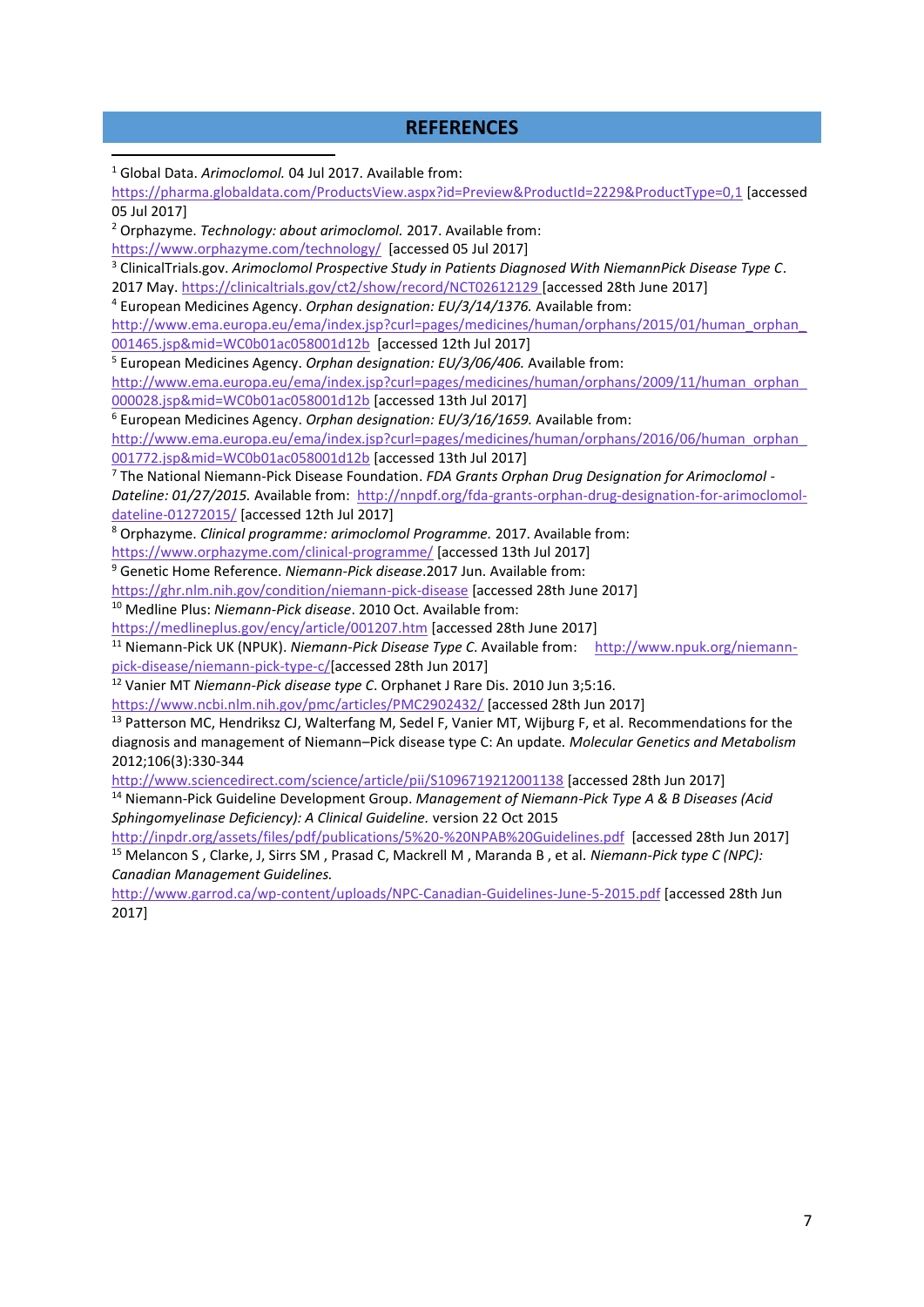## REFERENCES

[1] Global Data. *Arimoclomol.* 04 Jul 2017. Available from: https://pharma.globaldata.com/ProductsView.aspx?id=Preview&ProductId=2229&ProductType=0,1 [accessed 05 Jul 2017]

[2] Orphazyme. *Technology: about arimoclomol.* 2017. Available from: https://www.orphazyme.com/technology/ [accessed 05 Jul 2017]

[3] ClinicalTrials.gov. *Arimoclomol Prospective Study in Patients Diagnosed With NiemannPick Disease Type C*. 2017 May. https://clinicaltrials.gov/ct2/show/record/NCT02612129 [accessed 28th June 2017]

[4] European Medicines Agency. *Orphan designation: EU/3/14/1376.* Available from: http://www.ema.europa.eu/ema/index.jsp?curl=pages/medicines/human/orphans/2015/01/human_orphan_001465.jsp&mid=WC0b01ac058001d12b [accessed 12th Jul 2017]

[5] European Medicines Agency. *Orphan designation: EU/3/06/406.* Available from: http://www.ema.europa.eu/ema/index.jsp?curl=pages/medicines/human/orphans/2009/11/human_orphan_000028.jsp&mid=WC0b01ac058001d12b [accessed 13th Jul 2017]

[6] European Medicines Agency. *Orphan designation: EU/3/16/1659.* Available from: http://www.ema.europa.eu/ema/index.jsp?curl=pages/medicines/human/orphans/2016/06/human_orphan_001772.jsp&mid=WC0b01ac058001d12b [accessed 13th Jul 2017]

[7] The National Niemann-Pick Disease Foundation. *FDA Grants Orphan Drug Designation for Arimoclomol - Dateline: 01/27/2015.* Available from: http://nnpdf.org/fda-grants-orphan-drug-designation-for-arimoclomol-dateline-01272015/ [accessed 12th Jul 2017]

[8] Orphazyme. *Clinical programme: arimoclomol Programme.* 2017. Available from: https://www.orphazyme.com/clinical-programme/ [accessed 13th Jul 2017]

[9] Genetic Home Reference. *Niemann-Pick disease*.2017 Jun. Available from: https://ghr.nlm.nih.gov/condition/niemann-pick-disease [accessed 28th June 2017]

[10] Medline Plus: *Niemann-Pick disease*. 2010 Oct. Available from: https://medlineplus.gov/ency/article/001207.htm [accessed 28th June 2017]

[11] Niemann-Pick UK (NPUK). *Niemann-Pick Disease Type C.* Available from: http://www.npuk.org/niemann-pick-disease/niemann-pick-type-c/[accessed 28th Jun 2017]

[12] Vanier MT *Niemann-Pick disease type C*. Orphanet J Rare Dis. 2010 Jun 3;5:16. https://www.ncbi.nlm.nih.gov/pmc/articles/PMC2902432/ [accessed 28th Jun 2017]

[13] Patterson MC, Hendriksz CJ, Walterfang M, Sedel F, Vanier MT, Wijburg F, et al. Recommendations for the diagnosis and management of Niemann–Pick disease type C: An update. *Molecular Genetics and Metabolism* 2012;106(3):330-344 http://www.sciencedirect.com/science/article/pii/S1096719212001138 [accessed 28th Jun 2017]

[14] Niemann-Pick Guideline Development Group. *Management of Niemann-Pick Type A & B Diseases (Acid Sphingomyelinase Deficiency): A Clinical Guideline.* version 22 Oct 2015 http://inpdr.org/assets/files/pdf/publications/5%20-%20NPAB%20Guidelines.pdf [accessed 28th Jun 2017]

[15] Melancon S , Clarke, J, Sirrs SM , Prasad C, Mackrell M , Maranda B , et al. *Niemann-Pick type C (NPC): Canadian Management Guidelines.* http://www.garrod.ca/wp-content/uploads/NPC-Canadian-Guidelines-June-5-2015.pdf [accessed 28th Jun 2017]